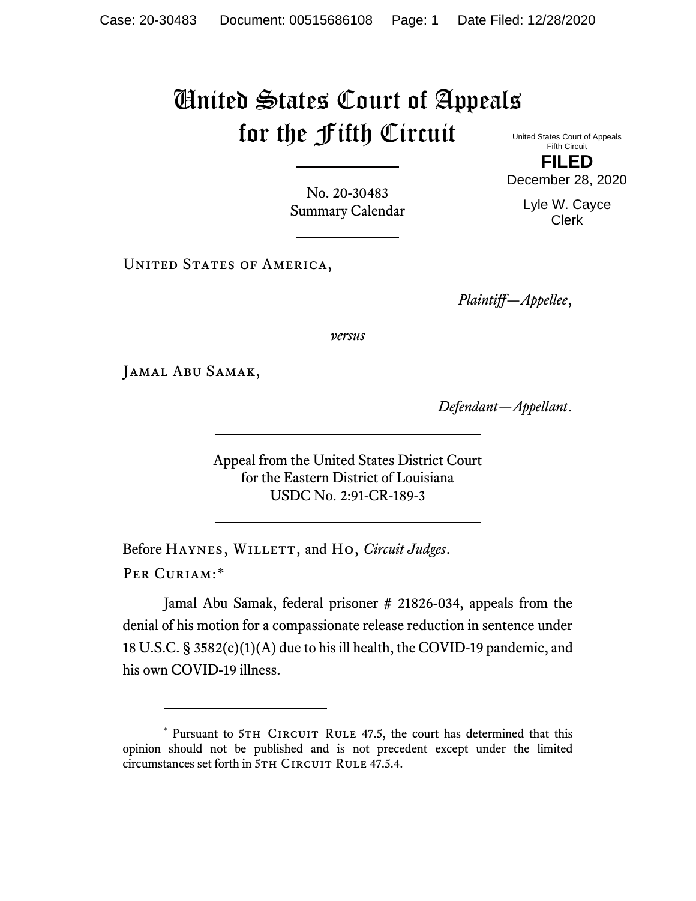# United States Court of Appeals for the Fifth Circuit

United States Court of Appeals
Fifth Circuit

**FILED**

December 28, 2020

Lyle W. Cayce
Clerk

No. 20-30483
Summary Calendar

United States of America,

*Plaintiff—Appellee*,

*versus*

Jamal Abu Samak,

*Defendant—Appellant*.

Appeal from the United States District Court
for the Eastern District of Louisiana
USDC No. 2:91-CR-189-3

Before Haynes, Willett, and Ho, *Circuit Judges*.

Per Curiam:*

Jamal Abu Samak, federal prisoner # 21826-034, appeals from the denial of his motion for a compassionate release reduction in sentence under 18 U.S.C. § 3582(c)(1)(A) due to his ill health, the COVID-19 pandemic, and his own COVID-19 illness.

---

* Pursuant to 5th Circuit Rule 47.5, the court has determined that this opinion should not be published and is not precedent except under the limited circumstances set forth in 5th Circuit Rule 47.5.4.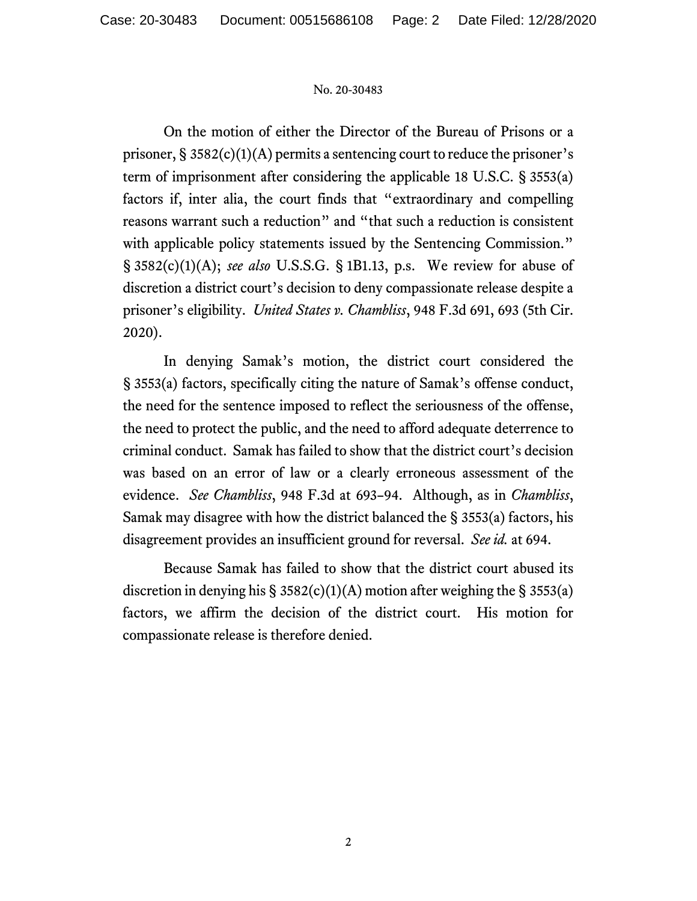On the motion of either the Director of the Bureau of Prisons or a prisoner, § 3582(c)(1)(A) permits a sentencing court to reduce the prisoner's term of imprisonment after considering the applicable 18 U.S.C. § 3553(a) factors if, inter alia, the court finds that "extraordinary and compelling reasons warrant such a reduction" and "that such a reduction is consistent with applicable policy statements issued by the Sentencing Commission." § 3582(c)(1)(A); *see also* U.S.S.G. § 1B1.13, p.s. We review for abuse of discretion a district court's decision to deny compassionate release despite a prisoner's eligibility. *United States v. Chambliss*, 948 F.3d 691, 693 (5th Cir. 2020).

In denying Samak's motion, the district court considered the § 3553(a) factors, specifically citing the nature of Samak's offense conduct, the need for the sentence imposed to reflect the seriousness of the offense, the need to protect the public, and the need to afford adequate deterrence to criminal conduct. Samak has failed to show that the district court's decision was based on an error of law or a clearly erroneous assessment of the evidence. *See Chambliss*, 948 F.3d at 693–94. Although, as in *Chambliss*, Samak may disagree with how the district balanced the § 3553(a) factors, his disagreement provides an insufficient ground for reversal. *See id.* at 694.

Because Samak has failed to show that the district court abused its discretion in denying his § 3582(c)(1)(A) motion after weighing the § 3553(a) factors, we affirm the decision of the district court. His motion for compassionate release is therefore denied.